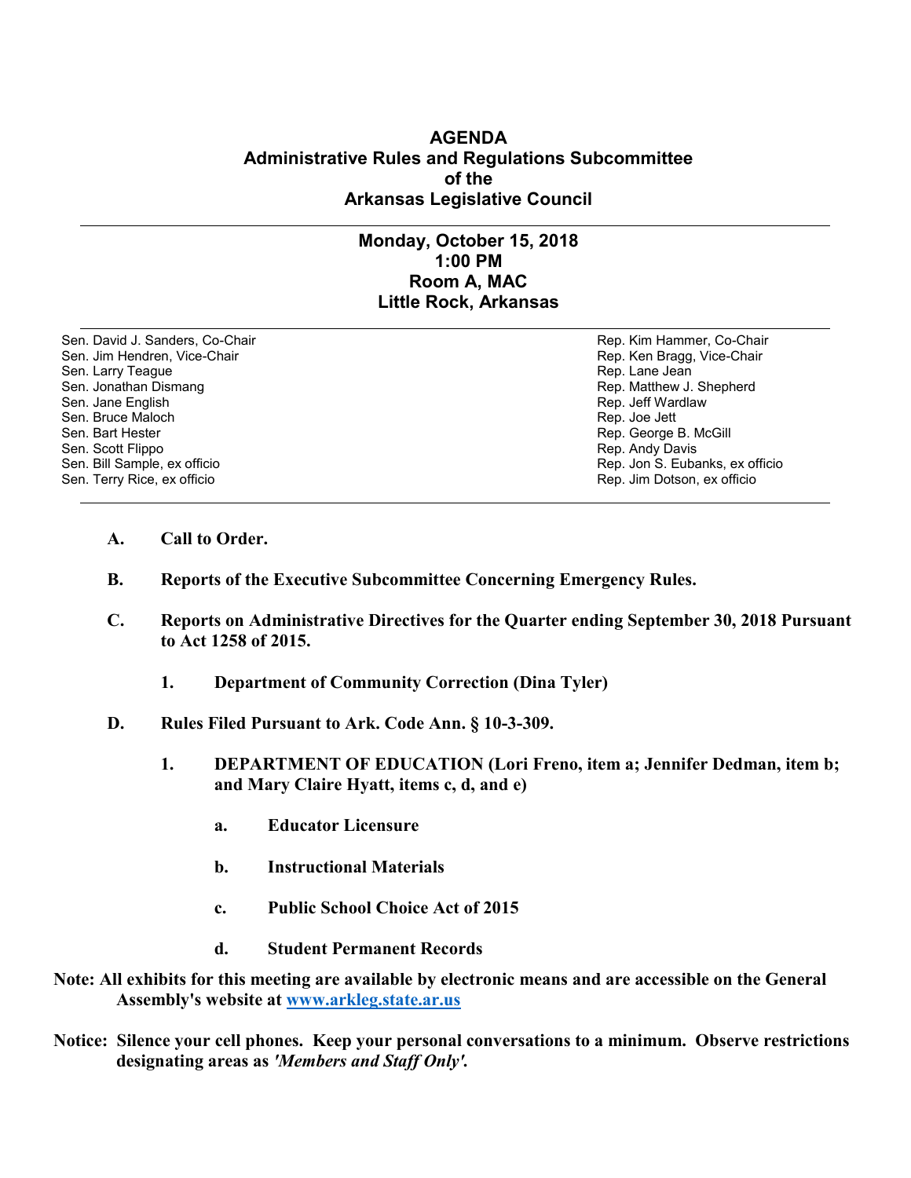# AGENDA
## Administrative Rules and Regulations Subcommittee
## of the
## Arkansas Legislative Council

---

### Monday, October 15, 2018
### 1:00 PM
### Room A, MAC
### Little Rock, Arkansas

---

| Senate | House |
| --- | --- |
| Sen. David J. Sanders, Co-Chair | Rep. Kim Hammer, Co-Chair |
| Sen. Jim Hendren, Vice-Chair | Rep. Ken Bragg, Vice-Chair |
| Sen. Larry Teague | Rep. Lane Jean |
| Sen. Jonathan Dismang | Rep. Matthew J. Shepherd |
| Sen. Jane English | Rep. Jeff Wardlaw |
| Sen. Bruce Maloch | Rep. Joe Jett |
| Sen. Bart Hester | Rep. George B. McGill |
| Sen. Scott Flippo | Rep. Andy Davis |
| Sen. Bill Sample, ex officio | Rep. Jon S. Eubanks, ex officio |
| Sen. Terry Rice, ex officio | Rep. Jim Dotson, ex officio |

---

**A. Call to Order.**

**B. Reports of the Executive Subcommittee Concerning Emergency Rules.**

**C. Reports on Administrative Directives for the Quarter ending September 30, 2018 Pursuant to Act 1258 of 2015.**

- **1. Department of Community Correction (Dina Tyler)**

**D. Rules Filed Pursuant to Ark. Code Ann. § 10-3-309.**

- **1. DEPARTMENT OF EDUCATION (Lori Freno, item a; Jennifer Dedman, item b; and Mary Claire Hyatt, items c, d, and e)**
  - **a. Educator Licensure**
  - **b. Instructional Materials**
  - **c. Public School Choice Act of 2015**
  - **d. Student Permanent Records**

**Note: All exhibits for this meeting are available by electronic means and are accessible on the General Assembly's website at [www.arkleg.state.ar.us](http://www.arkleg.state.ar.us)**

**Notice: Silence your cell phones. Keep your personal conversations to a minimum. Observe restrictions designating areas as *'Members and Staff Only'*.**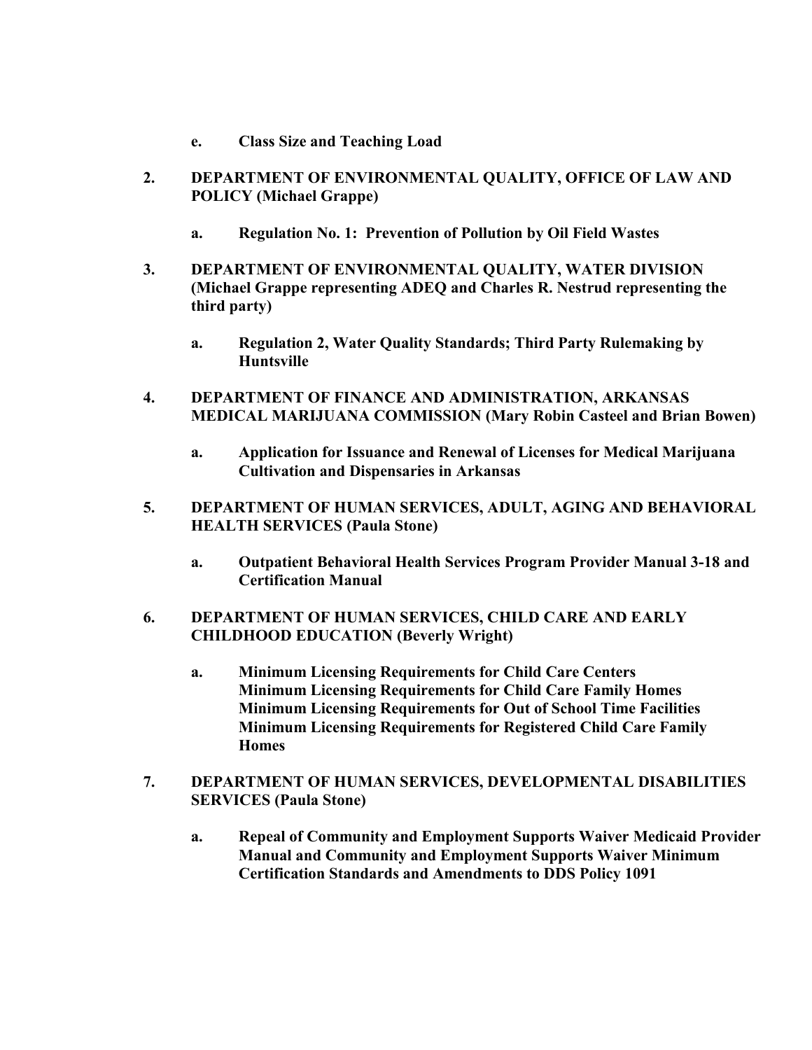e. **Class Size and Teaching Load**

2. **DEPARTMENT OF ENVIRONMENTAL QUALITY, OFFICE OF LAW AND POLICY (Michael Grappe)**

   a. **Regulation No. 1: Prevention of Pollution by Oil Field Wastes**

3. **DEPARTMENT OF ENVIRONMENTAL QUALITY, WATER DIVISION (Michael Grappe representing ADEQ and Charles R. Nestrud representing the third party)**

   a. **Regulation 2, Water Quality Standards; Third Party Rulemaking by Huntsville**

4. **DEPARTMENT OF FINANCE AND ADMINISTRATION, ARKANSAS MEDICAL MARIJUANA COMMISSION (Mary Robin Casteel and Brian Bowen)**

   a. **Application for Issuance and Renewal of Licenses for Medical Marijuana Cultivation and Dispensaries in Arkansas**

5. **DEPARTMENT OF HUMAN SERVICES, ADULT, AGING AND BEHAVIORAL HEALTH SERVICES (Paula Stone)**

   a. **Outpatient Behavioral Health Services Program Provider Manual 3-18 and Certification Manual**

6. **DEPARTMENT OF HUMAN SERVICES, CHILD CARE AND EARLY CHILDHOOD EDUCATION (Beverly Wright)**

   a. **Minimum Licensing Requirements for Child Care Centers**
      **Minimum Licensing Requirements for Child Care Family Homes**
      **Minimum Licensing Requirements for Out of School Time Facilities**
      **Minimum Licensing Requirements for Registered Child Care Family Homes**

7. **DEPARTMENT OF HUMAN SERVICES, DEVELOPMENTAL DISABILITIES SERVICES (Paula Stone)**

   a. **Repeal of Community and Employment Supports Waiver Medicaid Provider Manual and Community and Employment Supports Waiver Minimum Certification Standards and Amendments to DDS Policy 1091**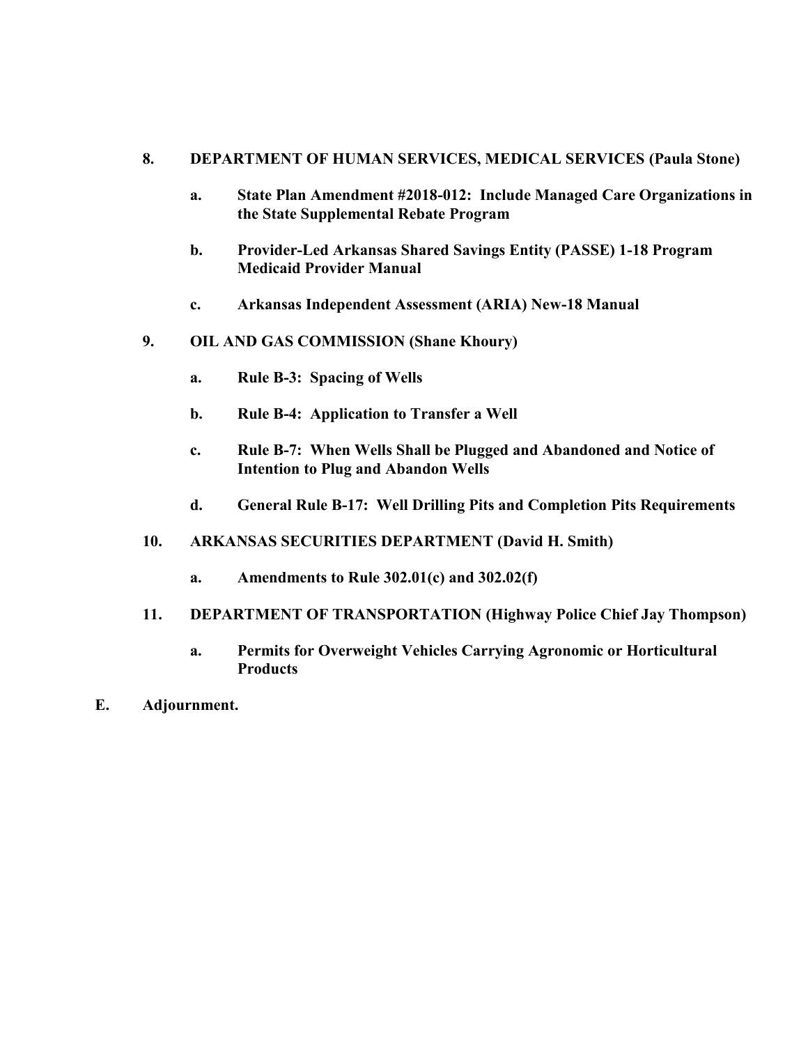8. **DEPARTMENT OF HUMAN SERVICES, MEDICAL SERVICES (Paula Stone)**

    a. **State Plan Amendment #2018-012: Include Managed Care Organizations in the State Supplemental Rebate Program**

    b. **Provider-Led Arkansas Shared Savings Entity (PASSE) 1-18 Program Medicaid Provider Manual**

    c. **Arkansas Independent Assessment (ARIA) New-18 Manual**

9. **OIL AND GAS COMMISSION (Shane Khoury)**

    a. **Rule B-3: Spacing of Wells**

    b. **Rule B-4: Application to Transfer a Well**

    c. **Rule B-7: When Wells Shall be Plugged and Abandoned and Notice of Intention to Plug and Abandon Wells**

    d. **General Rule B-17: Well Drilling Pits and Completion Pits Requirements**

10. **ARKANSAS SECURITIES DEPARTMENT (David H. Smith)**

    a. **Amendments to Rule 302.01(c) and 302.02(f)**

11. **DEPARTMENT OF TRANSPORTATION (Highway Police Chief Jay Thompson)**

    a. **Permits for Overweight Vehicles Carrying Agronomic or Horticultural Products**

**E. Adjournment.**